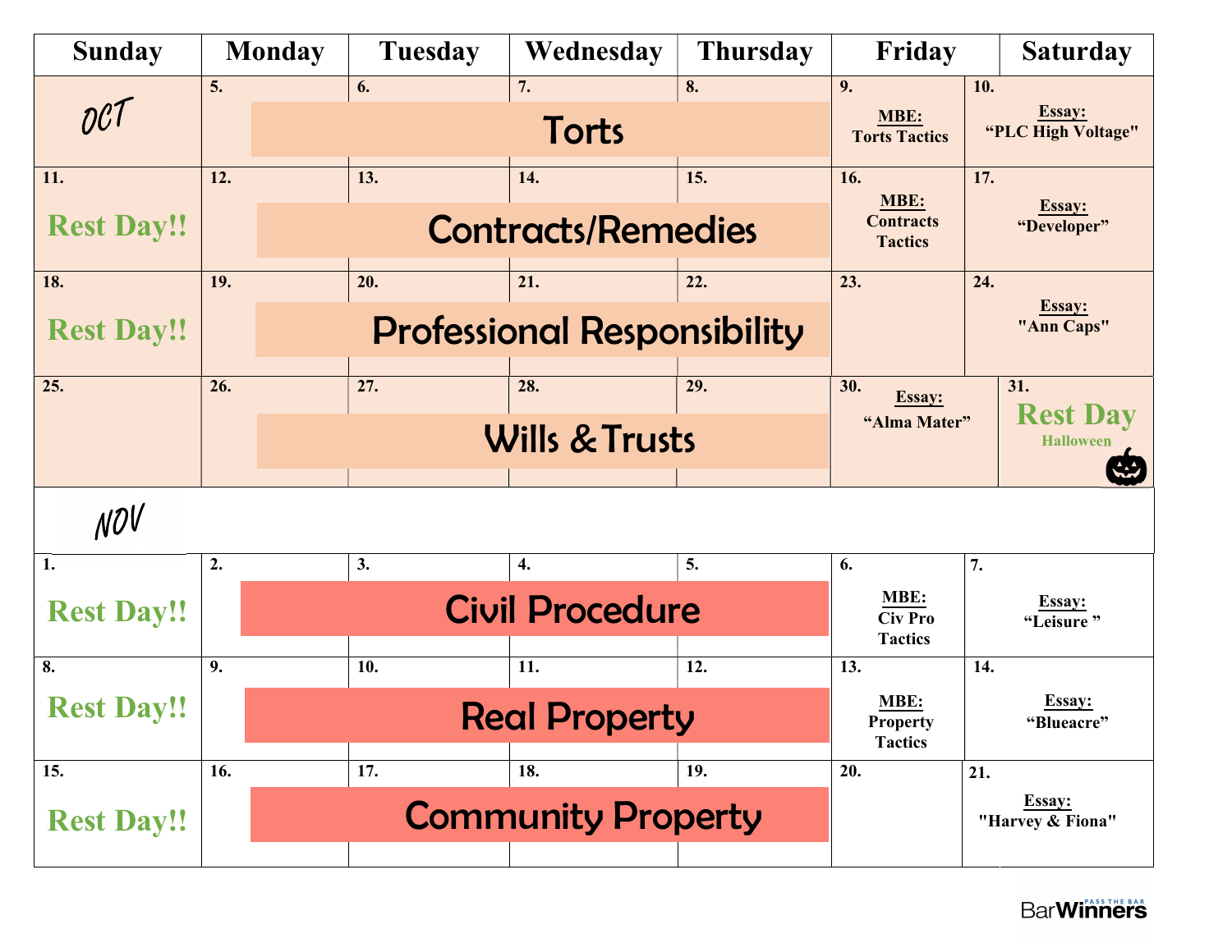| Sunday | Monday | Tuesday | Wednesday | Thursday | Friday | Saturday |
|---|---|---|---|---|---|---|
| OCT | 5. Torts | 6. Torts | 7. Torts | 8. Torts | 9. **MBE:** Torts Tactics | 10. **Essay:** "PLC High Voltage" |
| 11. Rest Day!! | 12. Contracts/Remedies | 13. Contracts/Remedies | 14. Contracts/Remedies | 15. Contracts/Remedies | 16. **MBE:** Contracts Tactics | 17. **Essay:** "Developer" |
| 18. Rest Day!! | 19. Professional Responsibility | 20. Professional Responsibility | 21. Professional Responsibility | 22. Professional Responsibility | 23. | 24. **Essay:** "Ann Caps" |
| 25. | 26. Wills & Trusts | 27. Wills & Trusts | 28. Wills & Trusts | 29. Wills & Trusts | 30. **Essay:** "Alma Mater" | 31. Rest Day Halloween |
| NOV | | | | | | |
| 1. Rest Day!! | 2. Civil Procedure | 3. Civil Procedure | 4. Civil Procedure | 5. Civil Procedure | 6. **MBE:** Civ Pro Tactics | 7. **Essay:** "Leisure " |
| 8. Rest Day!! | 9. Real Property | 10. Real Property | 11. Real Property | 12. Real Property | 13. **MBE:** Property Tactics | 14. **Essay:** "Blueacre" |
| 15. Rest Day!! | 16. Community Property | 17. Community Property | 18. Community Property | 19. Community Property | 20. | 21. **Essay:** "Harvey & Fiona" |

BarWinners PASS THE BAR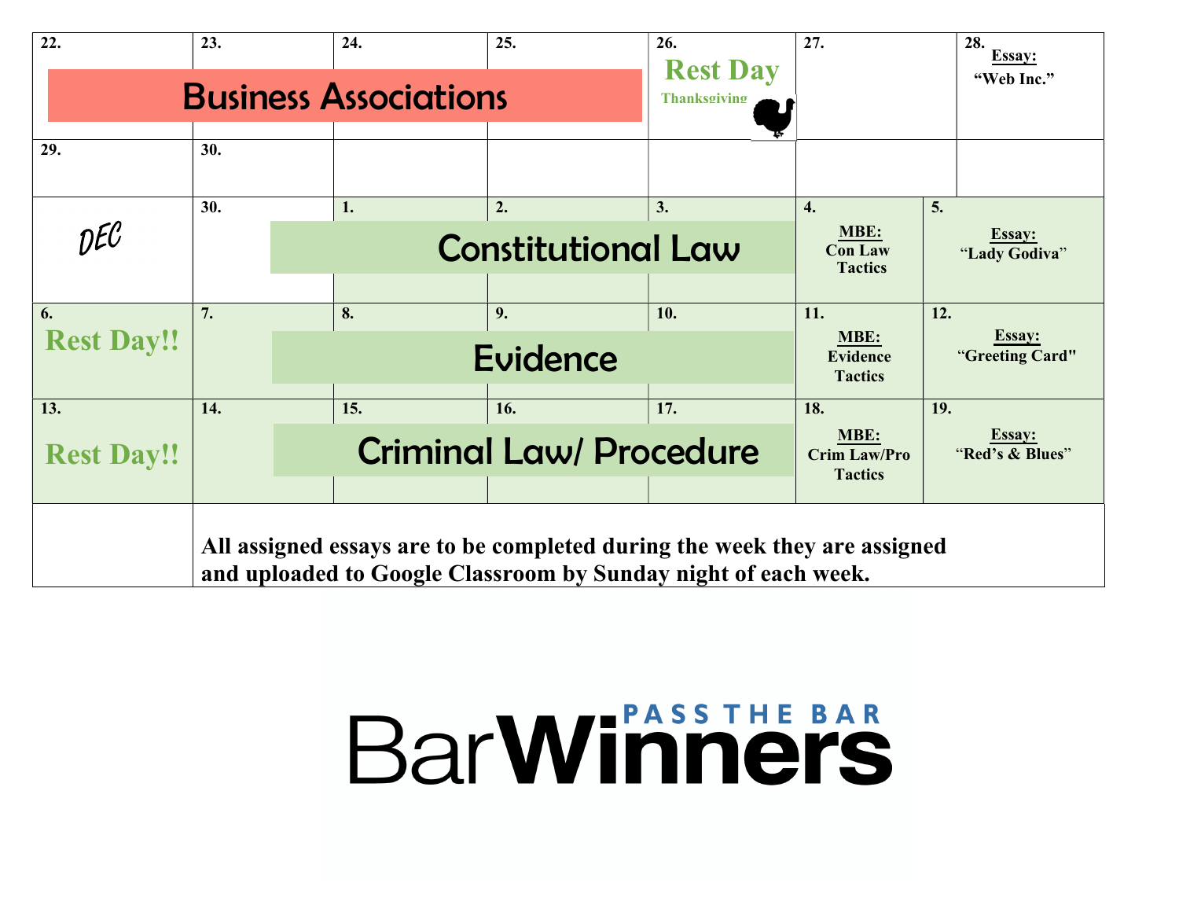| | | | | | | |
|---|---|---|---|---|---|---|
| 22. Business Associations | 23. | 24. | 25. | 26. Rest Day Thanksgiving | 27. | 28. **Essay:** "Web Inc." |
| 29. | 30. | | | | | |
| DEC | 30. Constitutional Law | 1. | 2. | 3. | 4. **MBE:** Con Law Tactics | 5. **Essay:** "Lady Godiva" |
| 6. Rest Day!! | 7. Evidence | 8. | 9. | 10. | 11. **MBE:** Evidence Tactics | 12. **Essay:** "Greeting Card" |
| 13. Rest Day!! | 14. Criminal Law/ Procedure | 15. | 16. | 17. | 18. **MBE:** Crim Law/Pro Tactics | 19. **Essay:** "Red's & Blues" |
| | **All assigned essays are to be completed during the week they are assigned and uploaded to Google Classroom by Sunday night of each week.** | | | | | |

BarWinners PASS THE BAR